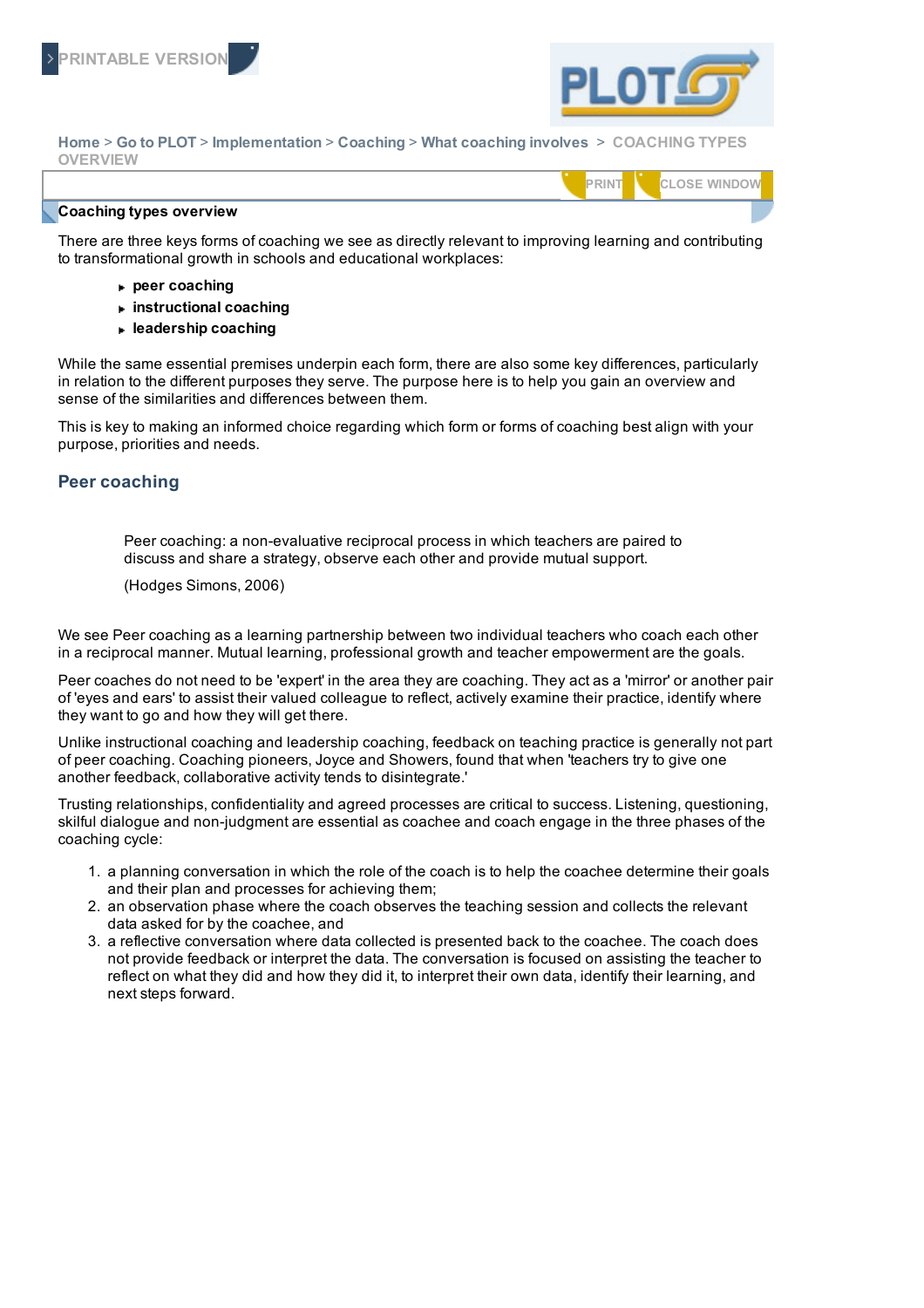PRINTABLE VERSION

Home > Go to PLOT > Implementation > Coaching > What coaching involves > COACHING TYPES OVERVIEW

PRINT CLOSE WINDOW

**Coaching types overview**

There are three keys forms of coaching we see as directly relevant to improving learning and contributing to transformational growth in schools and educational workplaces:

- **peer coaching**
- **instructional coaching**
- **leadership coaching**

While the same essential premises underpin each form, there are also some key differences, particularly in relation to the different purposes they serve. The purpose here is to help you gain an overview and sense of the similarities and differences between them.

This is key to making an informed choice regarding which form or forms of coaching best align with your purpose, priorities and needs.

## Peer coaching

> Peer coaching: a non-evaluative reciprocal process in which teachers are paired to discuss and share a strategy, observe each other and provide mutual support.
>
> (Hodges Simons, 2006)

We see Peer coaching as a learning partnership between two individual teachers who coach each other in a reciprocal manner. Mutual learning, professional growth and teacher empowerment are the goals.

Peer coaches do not need to be 'expert' in the area they are coaching. They act as a 'mirror' or another pair of 'eyes and ears' to assist their valued colleague to reflect, actively examine their practice, identify where they want to go and how they will get there.

Unlike instructional coaching and leadership coaching, feedback on teaching practice is generally not part of peer coaching. Coaching pioneers, Joyce and Showers, found that when 'teachers try to give one another feedback, collaborative activity tends to disintegrate.'

Trusting relationships, confidentiality and agreed processes are critical to success. Listening, questioning, skilful dialogue and non-judgment are essential as coachee and coach engage in the three phases of the coaching cycle:

1. a planning conversation in which the role of the coach is to help the coachee determine their goals and their plan and processes for achieving them;
2. an observation phase where the coach observes the teaching session and collects the relevant data asked for by the coachee, and
3. a reflective conversation where data collected is presented back to the coachee. The coach does not provide feedback or interpret the data. The conversation is focused on assisting the teacher to reflect on what they did and how they did it, to interpret their own data, identify their learning, and next steps forward.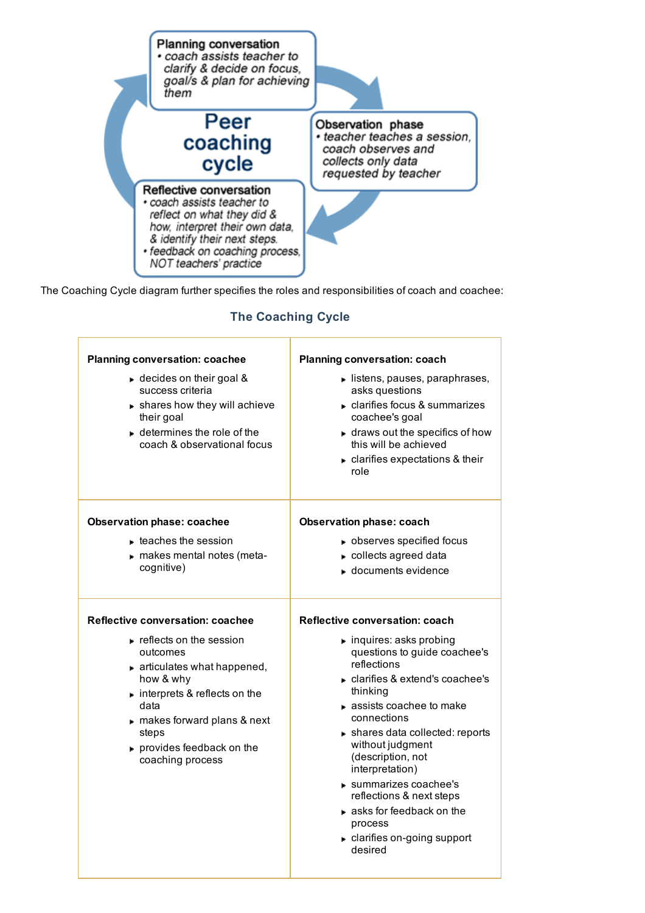**Planning conversation**
- coach assists teacher to clarify & decide on focus, goal/s & plan for achieving them

**Peer coaching cycle**

**Observation phase**
- teacher teaches a session, coach observes and collects only data requested by teacher

**Reflective conversation**
- coach assists teacher to reflect on what they did & how, interpret their own data, & identify their next steps.
- feedback on coaching process, NOT teachers' practice

The Coaching Cycle diagram further specifies the roles and responsibilities of coach and coachee:

### The Coaching Cycle

| **Planning conversation: coachee** | **Planning conversation: coach** |
|---|---|
| <ul><li>decides on their goal & success criteria</li><li>shares how they will achieve their goal</li><li>determines the role of the coach & observational focus</li></ul> | <ul><li>listens, pauses, paraphrases, asks questions</li><li>clarifies focus & summarizes coachee's goal</li><li>draws out the specifics of how this will be achieved</li><li>clarifies expectations & their role</li></ul> |
| **Observation phase: coachee** | **Observation phase: coach** |
| <ul><li>teaches the session</li><li>makes mental notes (meta-cognitive)</li></ul> | <ul><li>observes specified focus</li><li>collects agreed data</li><li>documents evidence</li></ul> |
| **Reflective conversation: coachee** | **Reflective conversation: coach** |
| <ul><li>reflects on the session outcomes</li><li>articulates what happened, how & why</li><li>interprets & reflects on the data</li><li>makes forward plans & next steps</li><li>provides feedback on the coaching process</li></ul> | <ul><li>inquires: asks probing questions to guide coachee's reflections</li><li>clarifies & extend's coachee's thinking</li><li>assists coachee to make connections</li><li>shares data collected: reports without judgment (description, not interpretation)</li><li>summarizes coachee's reflections & next steps</li><li>asks for feedback on the process</li><li>clarifies on-going support desired</li></ul> |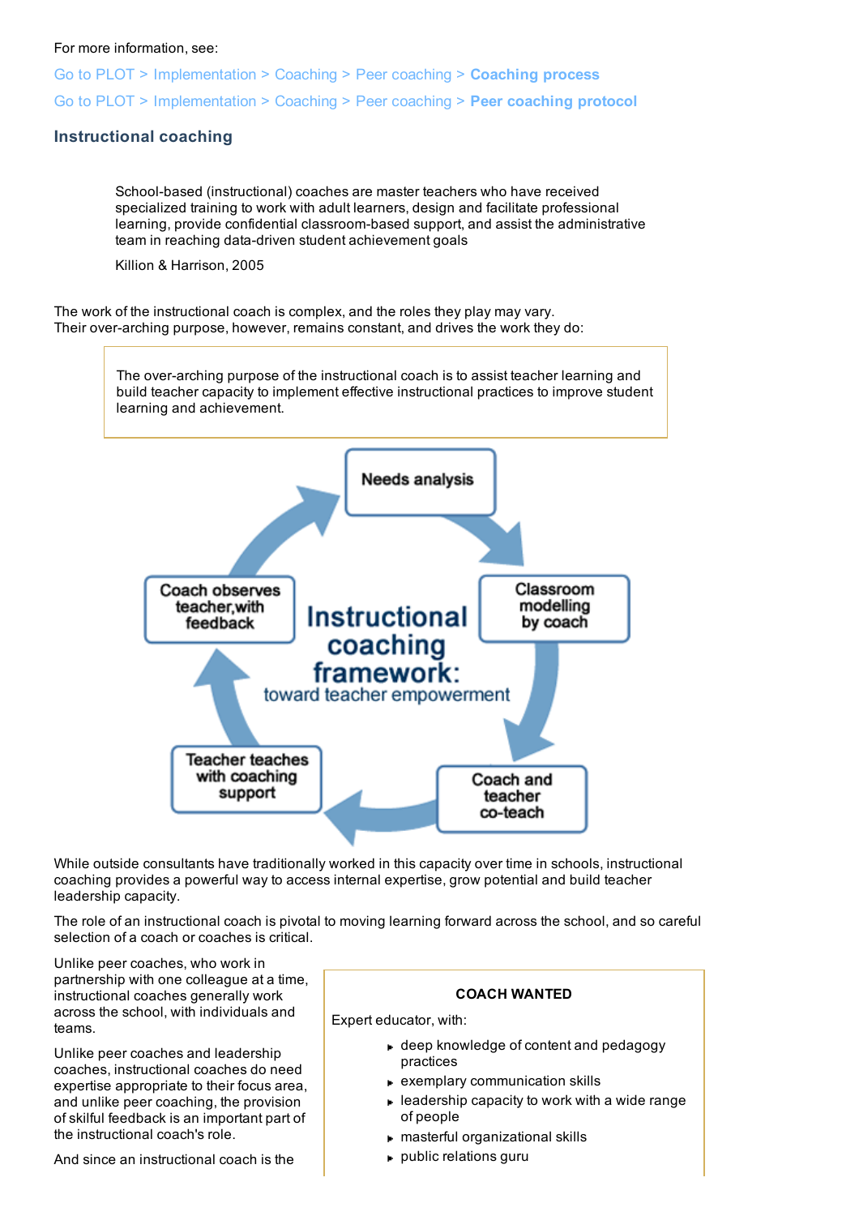For more information, see:

Go to PLOT > Implementation > Coaching > Peer coaching > **Coaching process**

Go to PLOT > Implementation > Coaching > Peer coaching > **Peer coaching protocol**

### Instructional coaching

> School-based (instructional) coaches are master teachers who have received specialized training to work with adult learners, design and facilitate professional learning, provide confidential classroom-based support, and assist the administrative team in reaching data-driven student achievement goals
>
> Killion & Harrison, 2005

The work of the instructional coach is complex, and the roles they play may vary.
Their over-arching purpose, however, remains constant, and drives the work they do:

> The over-arching purpose of the instructional coach is to assist teacher learning and build teacher capacity to implement effective instructional practices to improve student learning and achievement.

**Instructional coaching framework: toward teacher empowerment**

- Needs analysis
- Classroom modelling by coach
- Coach and teacher co-teach
- Teacher teaches with coaching support
- Coach observes teacher, with feedback

While outside consultants have traditionally worked in this capacity over time in schools, instructional coaching provides a powerful way to access internal expertise, grow potential and build teacher leadership capacity.

The role of an instructional coach is pivotal to moving learning forward across the school, and so careful selection of a coach or coaches is critical.

Unlike peer coaches, who work in partnership with one colleague at a time, instructional coaches generally work across the school, with individuals and teams.

Unlike peer coaches and leadership coaches, instructional coaches do need expertise appropriate to their focus area, and unlike peer coaching, the provision of skilful feedback is an important part of the instructional coach's role.

And since an instructional coach is the

> **COACH WANTED**
>
> Expert educator, with:
>
> - deep knowledge of content and pedagogy practices
> - exemplary communication skills
> - leadership capacity to work with a wide range of people
> - masterful organizational skills
> - public relations guru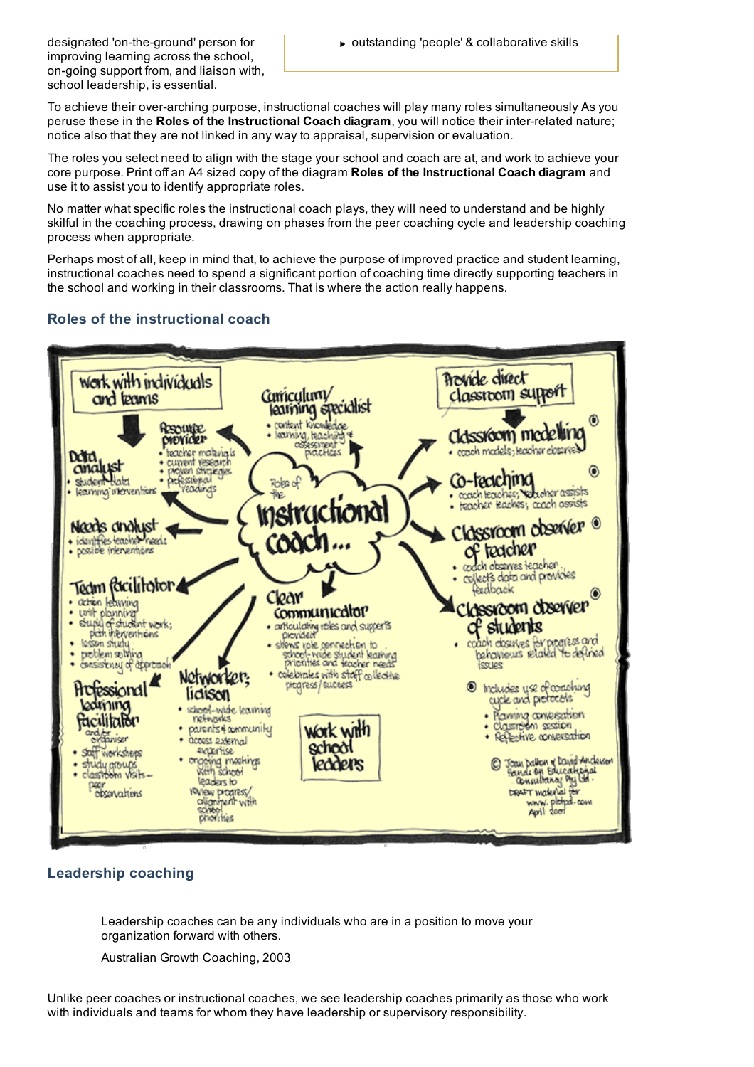designated 'on-the-ground' person for improving learning across the school, on-going support from, and liaison with, school leadership, is essential.

- outstanding 'people' & collaborative skills

To achieve their over-arching purpose, instructional coaches will play many roles simultaneously As you peruse these in the **Roles of the Instructional Coach diagram**, you will notice their inter-related nature; notice also that they are not linked in any way to appraisal, supervision or evaluation.

The roles you select need to align with the stage your school and coach are at, and work to achieve your core purpose. Print off an A4 sized copy of the diagram **Roles of the Instructional Coach diagram** and use it to assist you to identify appropriate roles.

No matter what specific roles the instructional coach plays, they will need to understand and be highly skilful in the coaching process, drawing on phases from the peer coaching cycle and leadership coaching process when appropriate.

Perhaps most of all, keep in mind that, to achieve the purpose of improved practice and student learning, instructional coaches need to spend a significant portion of coaching time directly supporting teachers in the school and working in their classrooms. That is where the action really happens.

## Roles of the instructional coach

Roles of the Instructional coach...

**Work with individuals and teams**

- **Resource provider**
  - teacher materials
  - current research
  - proven strategies
  - professional readings
- **Data analyst**
  - student data
  - learning interventions
- **Needs analyst**
  - identifies teacher needs
  - possible interventions
- **Team facilitator**
  - action learning
  - unit planning
  - study of student work; plan interventions
  - lesson study
  - problem solving
  - consistency of approach
- **Professional learning facilitator and/or organiser**
  - staff workshops
  - study groups
  - classroom visits – peer observations

**Curriculum/learning specialist**
- content knowledge
- learning, teaching & assessment practices

**Clear communicator**
- articulating roles and supports provided
- shows role connection to school-wide student learning priorities and teacher needs
- celebrates with staff collective progress/success

**Networker, liaison**
- school-wide learning networks
- parents & community
- access external expertise
- ongoing meetings with school leaders to review progress/alignment with school priorities

**Work with school leaders**

**Provide direct classroom support**

- **Classroom modelling** ◉
  - coach models; teacher observes
- **Co-teaching** ◉
  - coach teaches; teacher assists
  - teacher teaches; coach assists
- **Classroom observer of teacher** ◉
  - coach observes teacher
  - collects data and provides feedback
- **Classroom observer of students** ◉
  - coach observes for progress and behaviours related to defined issues

◉ Includes use of coaching cycle and protocols
- Planning conversation
- Classroom session
- Reflective conversation

© Joan Dalton & David Anderson, Hands On Educational Consultancy Pty Ltd. DRAFT material for www.plotpd.com April 2007

## Leadership coaching

> Leadership coaches can be any individuals who are in a position to move your organization forward with others.
>
> Australian Growth Coaching, 2003

Unlike peer coaches or instructional coaches, we see leadership coaches primarily as those who work with individuals and teams for whom they have leadership or supervisory responsibility.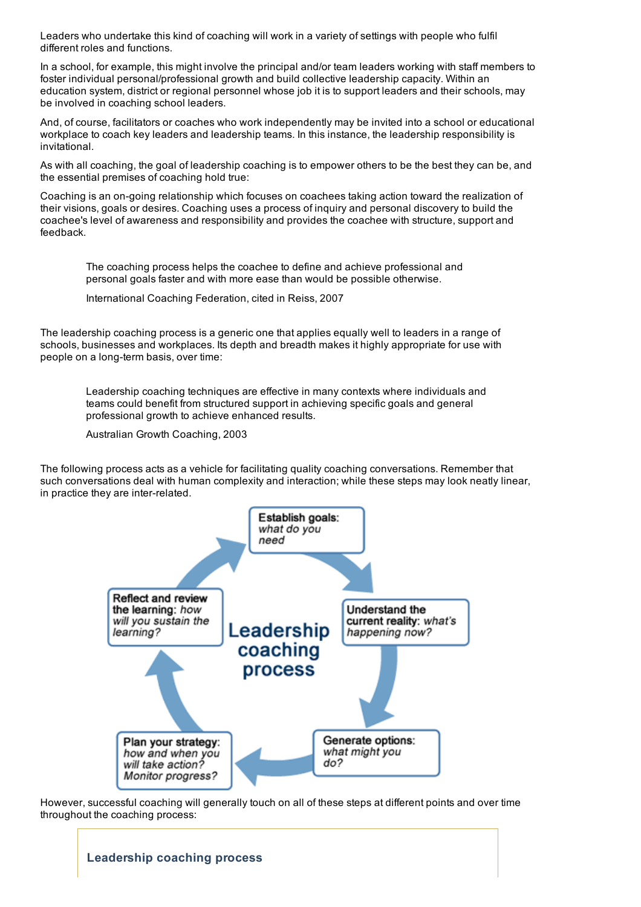Leaders who undertake this kind of coaching will work in a variety of settings with people who fulfil different roles and functions.

In a school, for example, this might involve the principal and/or team leaders working with staff members to foster individual personal/professional growth and build collective leadership capacity. Within an education system, district or regional personnel whose job it is to support leaders and their schools, may be involved in coaching school leaders.

And, of course, facilitators or coaches who work independently may be invited into a school or educational workplace to coach key leaders and leadership teams. In this instance, the leadership responsibility is invitational.

As with all coaching, the goal of leadership coaching is to empower others to be the best they can be, and the essential premises of coaching hold true:

Coaching is an on-going relationship which focuses on coachees taking action toward the realization of their visions, goals or desires. Coaching uses a process of inquiry and personal discovery to build the coachee's level of awareness and responsibility and provides the coachee with structure, support and feedback.

> The coaching process helps the coachee to define and achieve professional and personal goals faster and with more ease than would be possible otherwise.
>
> International Coaching Federation, cited in Reiss, 2007

The leadership coaching process is a generic one that applies equally well to leaders in a range of schools, businesses and workplaces. Its depth and breadth makes it highly appropriate for use with people on a long-term basis, over time:

> Leadership coaching techniques are effective in many contexts where individuals and teams could benefit from structured support in achieving specific goals and general professional growth to achieve enhanced results.
>
> Australian Growth Coaching, 2003

The following process acts as a vehicle for facilitating quality coaching conversations. Remember that such conversations deal with human complexity and interaction; while these steps may look neatly linear, in practice they are inter-related.

**Leadership coaching process**

- **Establish goals:** *what do you need*
- **Understand the current reality:** *what's happening now?*
- **Generate options:** *what might you do?*
- **Plan your strategy:** *how and when you will take action? Monitor progress?*
- **Reflect and review the learning:** *how will you sustain the learning?*

However, successful coaching will generally touch on all of these steps at different points and over time throughout the coaching process:

### Leadership coaching process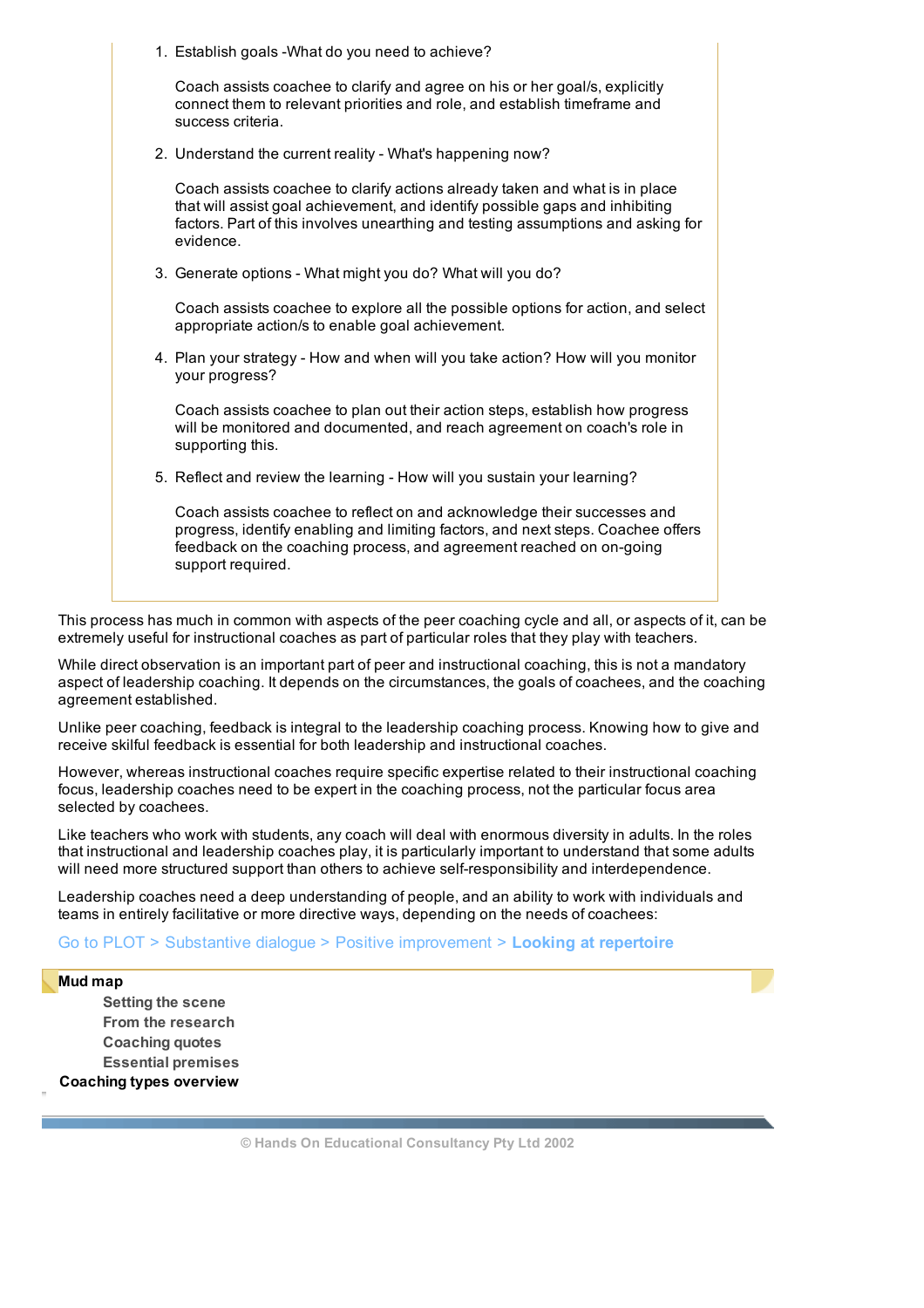1. Establish goals -What do you need to achieve?

   Coach assists coachee to clarify and agree on his or her goal/s, explicitly connect them to relevant priorities and role, and establish timeframe and success criteria.

2. Understand the current reality - What's happening now?

   Coach assists coachee to clarify actions already taken and what is in place that will assist goal achievement, and identify possible gaps and inhibiting factors. Part of this involves unearthing and testing assumptions and asking for evidence.

3. Generate options - What might you do? What will you do?

   Coach assists coachee to explore all the possible options for action, and select appropriate action/s to enable goal achievement.

4. Plan your strategy - How and when will you take action? How will you monitor your progress?

   Coach assists coachee to plan out their action steps, establish how progress will be monitored and documented, and reach agreement on coach's role in supporting this.

5. Reflect and review the learning - How will you sustain your learning?

   Coach assists coachee to reflect on and acknowledge their successes and progress, identify enabling and limiting factors, and next steps. Coachee offers feedback on the coaching process, and agreement reached on on-going support required.

This process has much in common with aspects of the peer coaching cycle and all, or aspects of it, can be extremely useful for instructional coaches as part of particular roles that they play with teachers.

While direct observation is an important part of peer and instructional coaching, this is not a mandatory aspect of leadership coaching. It depends on the circumstances, the goals of coachees, and the coaching agreement established.

Unlike peer coaching, feedback is integral to the leadership coaching process. Knowing how to give and receive skilful feedback is essential for both leadership and instructional coaches.

However, whereas instructional coaches require specific expertise related to their instructional coaching focus, leadership coaches need to be expert in the coaching process, not the particular focus area selected by coachees.

Like teachers who work with students, any coach will deal with enormous diversity in adults. In the roles that instructional and leadership coaches play, it is particularly important to understand that some adults will need more structured support than others to achieve self-responsibility and interdependence.

Leadership coaches need a deep understanding of people, and an ability to work with individuals and teams in entirely facilitative or more directive ways, depending on the needs of coachees:

Go to PLOT > Substantive dialogue > Positive improvement > **Looking at repertoire**

**Mud map**

- Setting the scene
- From the research
- Coaching quotes
- Essential premises

**Coaching types overview**

© Hands On Educational Consultancy Pty Ltd 2002